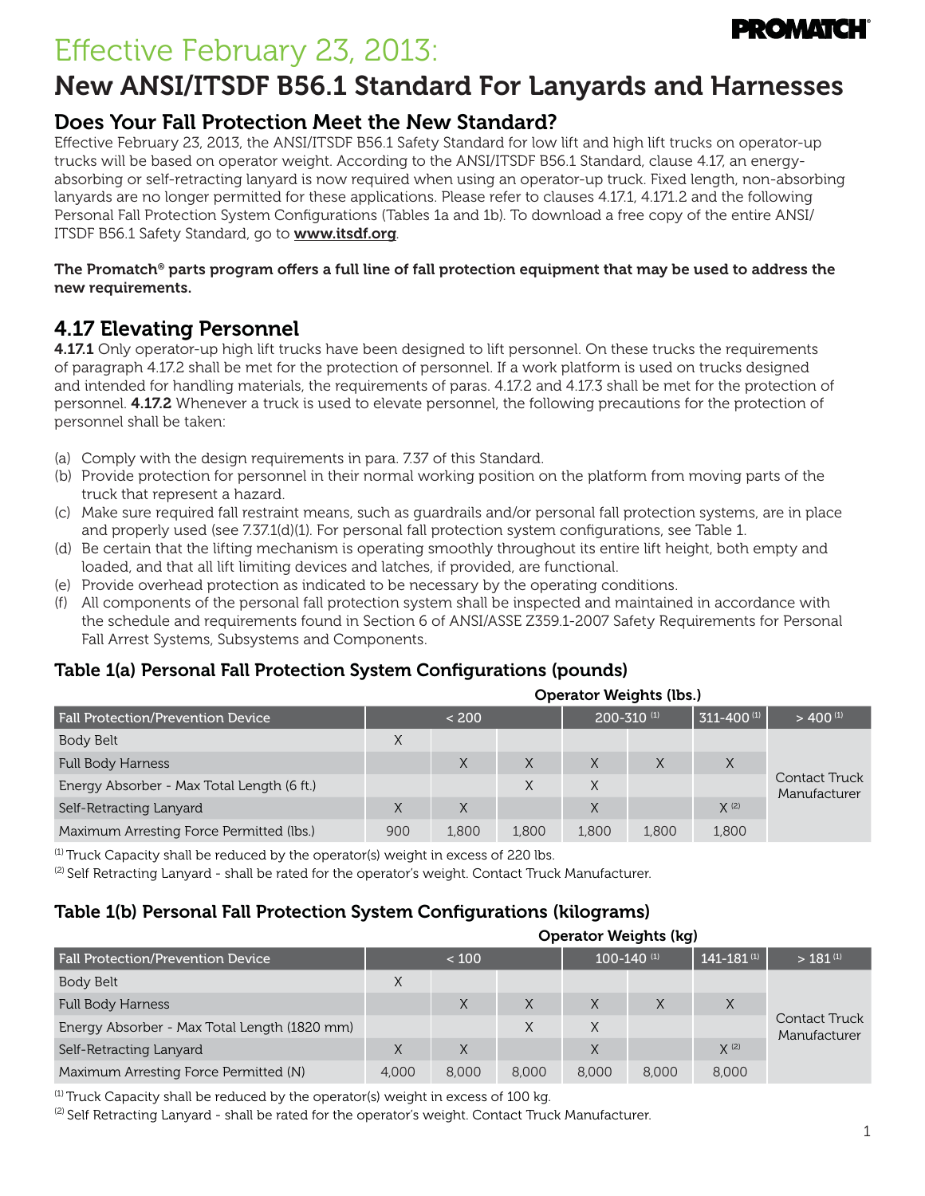# Effective February 23, 2013:

# New ANSI/ITSDF B56.1 Standard For Lanyards and Harnesses

## Does Your Fall Protection Meet the New Standard?

Effective February 23, 2013, the ANSI/ITSDF B56.1 Safety Standard for low lift and high lift trucks on operator-up trucks will be based on operator weight. According to the ANSI/ITSDF B56.1 Standard, clause 4.17, an energy-absorbing or self-retracting lanyard is now required when using an operator-up truck. Fixed length, non-absorbing lanyards are no longer permitted for these applications. Please refer to clauses 4.17.1, 4.171.2 and the following Personal Fall Protection System Configurations (Tables 1a and 1b). To download a free copy of the entire ANSI/ ITSDF B56.1 Safety Standard, go to **www.itsdf.org**.

**The Promatch® parts program offers a full line of fall protection equipment that may be used to address the new requirements.**

## 4.17 Elevating Personnel

**4.17.1** Only operator-up high lift trucks have been designed to lift personnel. On these trucks the requirements of paragraph 4.17.2 shall be met for the protection of personnel. If a work platform is used on trucks designed and intended for handling materials, the requirements of paras. 4.17.2 and 4.17.3 shall be met for the protection of personnel. **4.17.2** Whenever a truck is used to elevate personnel, the following precautions for the protection of personnel shall be taken:

(a) Comply with the design requirements in para. 7.37 of this Standard.
(b) Provide protection for personnel in their normal working position on the platform from moving parts of the truck that represent a hazard.
(c) Make sure required fall restraint means, such as guardrails and/or personal fall protection systems, are in place and properly used (see 7.37.1(d)(1). For personal fall protection system configurations, see Table 1.
(d) Be certain that the lifting mechanism is operating smoothly throughout its entire lift height, both empty and loaded, and that all lift limiting devices and latches, if provided, are functional.
(e) Provide overhead protection as indicated to be necessary by the operating conditions.
(f) All components of the personal fall protection system shall be inspected and maintained in accordance with the schedule and requirements found in Section 6 of ANSI/ASSE Z359.1-2007 Safety Requirements for Personal Fall Arrest Systems, Subsystems and Components.

### Table 1(a) Personal Fall Protection System Configurations (pounds)

| | Operator Weights (lbs.) | | | | | | |
|---|---|---|---|---|---|---|---|
| Fall Protection/Prevention Device | < 200 | | | 200-310 (1) | | 311-400 (1) | > 400 (1) |
| Body Belt | X | | | | | | Contact Truck Manufacturer |
| Full Body Harness | | X | X | X | X | X | |
| Energy Absorber - Max Total Length (6 ft.) | | | X | X | | | |
| Self-Retracting Lanyard | X | X | | X | | X (2) | |
| Maximum Arresting Force Permitted (lbs.) | 900 | 1,800 | 1,800 | 1,800 | 1,800 | 1,800 | |

(1) Truck Capacity shall be reduced by the operator(s) weight in excess of 220 lbs.
(2) Self Retracting Lanyard - shall be rated for the operator's weight. Contact Truck Manufacturer.

### Table 1(b) Personal Fall Protection System Configurations (kilograms)

| | Operator Weights (kg) | | | | | | |
|---|---|---|---|---|---|---|---|
| Fall Protection/Prevention Device | < 100 | | | 100-140 (1) | | 141-181 (1) | > 181 (1) |
| Body Belt | X | | | | | | Contact Truck Manufacturer |
| Full Body Harness | | X | X | X | X | X | |
| Energy Absorber - Max Total Length (1820 mm) | | | X | X | | | |
| Self-Retracting Lanyard | X | X | | X | | X (2) | |
| Maximum Arresting Force Permitted (N) | 4,000 | 8,000 | 8,000 | 8,000 | 8,000 | 8,000 | |

(1) Truck Capacity shall be reduced by the operator(s) weight in excess of 100 kg.
(2) Self Retracting Lanyard - shall be rated for the operator's weight. Contact Truck Manufacturer.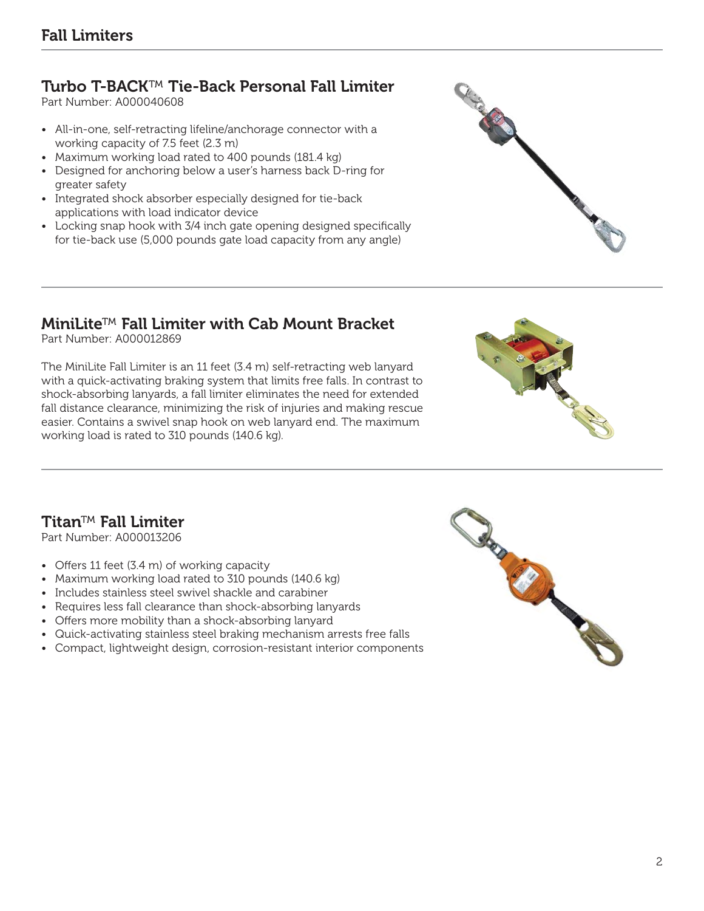# Fall Limiters

## Turbo T-BACK™ Tie-Back Personal Fall Limiter

Part Number: A000040608

- All-in-one, self-retracting lifeline/anchorage connector with a working capacity of 7.5 feet (2.3 m)
- Maximum working load rated to 400 pounds (181.4 kg)
- Designed for anchoring below a user's harness back D-ring for greater safety
- Integrated shock absorber especially designed for tie-back applications with load indicator device
- Locking snap hook with 3/4 inch gate opening designed specifically for tie-back use (5,000 pounds gate load capacity from any angle)

## MiniLite™ Fall Limiter with Cab Mount Bracket

Part Number: A000012869

The MiniLite Fall Limiter is an 11 feet (3.4 m) self-retracting web lanyard with a quick-activating braking system that limits free falls. In contrast to shock-absorbing lanyards, a fall limiter eliminates the need for extended fall distance clearance, minimizing the risk of injuries and making rescue easier. Contains a swivel snap hook on web lanyard end. The maximum working load is rated to 310 pounds (140.6 kg).

## Titan™ Fall Limiter

Part Number: A000013206

- Offers 11 feet (3.4 m) of working capacity
- Maximum working load rated to 310 pounds (140.6 kg)
- Includes stainless steel swivel shackle and carabiner
- Requires less fall clearance than shock-absorbing lanyards
- Offers more mobility than a shock-absorbing lanyard
- Quick-activating stainless steel braking mechanism arrests free falls
- Compact, lightweight design, corrosion-resistant interior components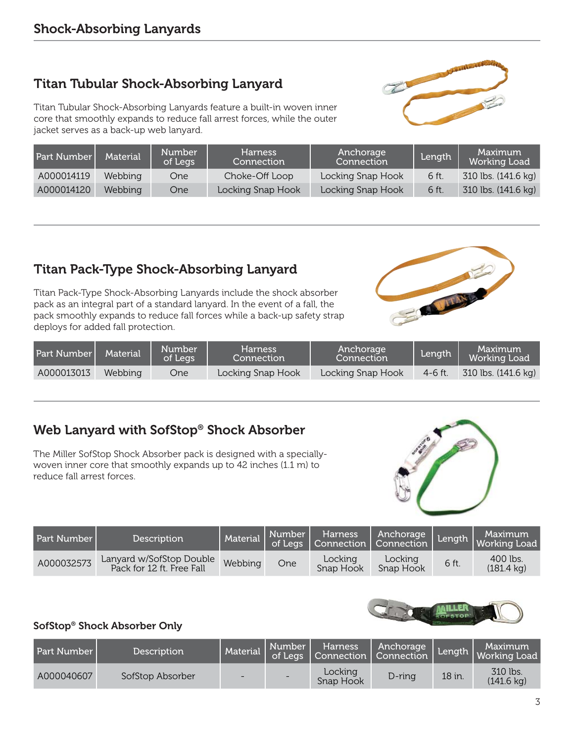# Shock-Absorbing Lanyards

## Titan Tubular Shock-Absorbing Lanyard

Titan Tubular Shock-Absorbing Lanyards feature a built-in woven inner core that smoothly expands to reduce fall arrest forces, while the outer jacket serves as a back-up web lanyard.

| Part Number | Material | Number of Legs | Harness Connection | Anchorage Connection | Length | Maximum Working Load |
|---|---|---|---|---|---|---|
| A000014119 | Webbing | One | Choke-Off Loop | Locking Snap Hook | 6 ft. | 310 lbs. (141.6 kg) |
| A000014120 | Webbing | One | Locking Snap Hook | Locking Snap Hook | 6 ft. | 310 lbs. (141.6 kg) |

## Titan Pack-Type Shock-Absorbing Lanyard

Titan Pack-Type Shock-Absorbing Lanyards include the shock absorber pack as an integral part of a standard lanyard. In the event of a fall, the pack smoothly expands to reduce fall forces while a back-up safety strap deploys for added fall protection.

| Part Number | Material | Number of Legs | Harness Connection | Anchorage Connection | Length | Maximum Working Load |
|---|---|---|---|---|---|---|
| A000013013 | Webbing | One | Locking Snap Hook | Locking Snap Hook | 4-6 ft. | 310 lbs. (141.6 kg) |

## Web Lanyard with SofStop® Shock Absorber

The Miller SofStop Shock Absorber pack is designed with a specially-woven inner core that smoothly expands up to 42 inches (1.1 m) to reduce fall arrest forces.

| Part Number | Description | Material | Number of Legs | Harness Connection | Anchorage Connection | Length | Maximum Working Load |
|---|---|---|---|---|---|---|---|
| A000032573 | Lanyard w/SofStop Double Pack for 12 ft. Free Fall | Webbing | One | Locking Snap Hook | Locking Snap Hook | 6 ft. | 400 lbs. (181.4 kg) |

### SofStop® Shock Absorber Only

| Part Number | Description | Material | Number of Legs | Harness Connection | Anchorage Connection | Length | Maximum Working Load |
|---|---|---|---|---|---|---|---|
| A000040607 | SofStop Absorber | - | - | Locking Snap Hook | D-ring | 18 in. | 310 lbs. (141.6 kg) |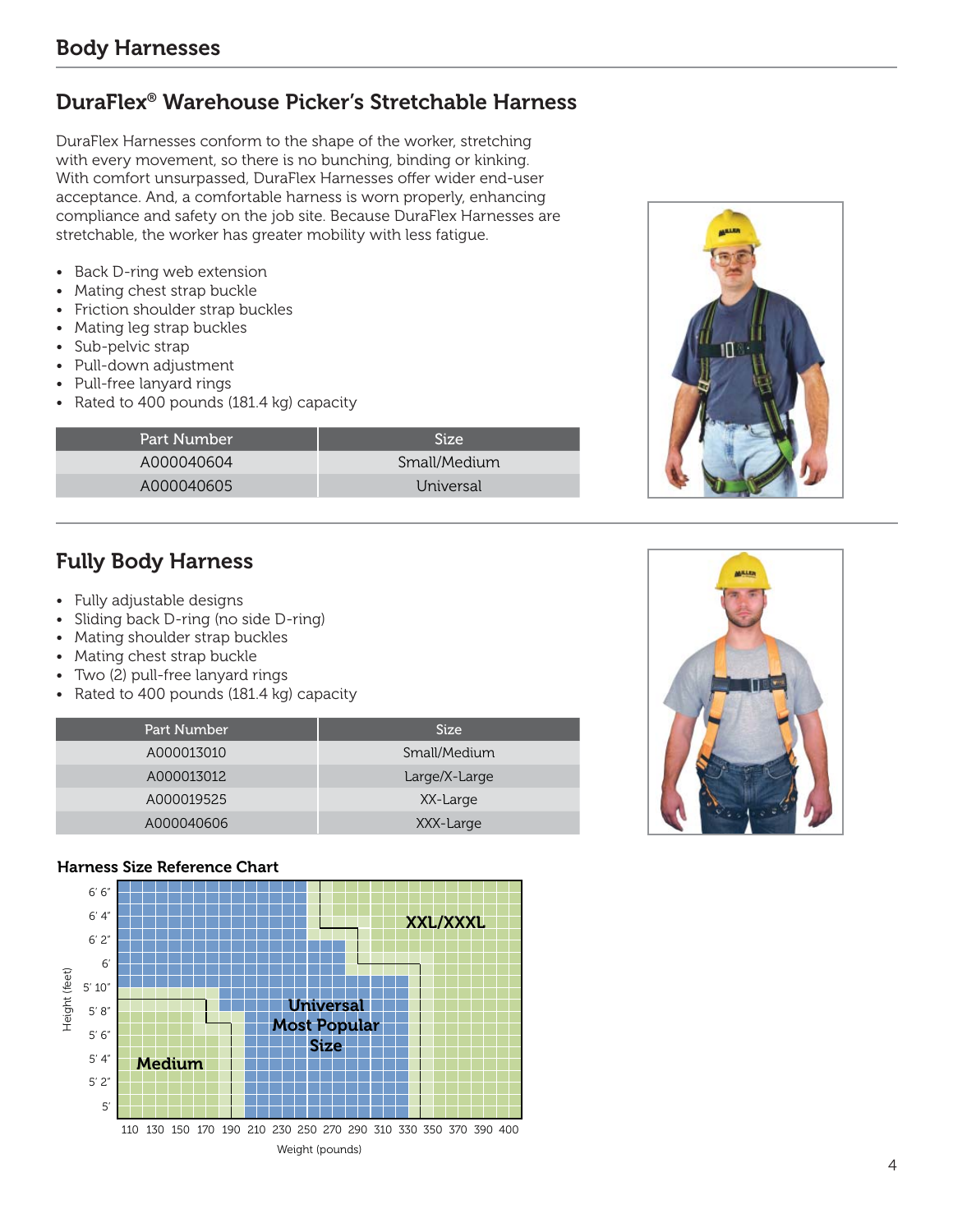# Body Harnesses

## DuraFlex® Warehouse Picker's Stretchable Harness

DuraFlex Harnesses conform to the shape of the worker, stretching with every movement, so there is no bunching, binding or kinking. With comfort unsurpassed, DuraFlex Harnesses offer wider end-user acceptance. And, a comfortable harness is worn properly, enhancing compliance and safety on the job site. Because DuraFlex Harnesses are stretchable, the worker has greater mobility with less fatigue.

- Back D-ring web extension
- Mating chest strap buckle
- Friction shoulder strap buckles
- Mating leg strap buckles
- Sub-pelvic strap
- Pull-down adjustment
- Pull-free lanyard rings
- Rated to 400 pounds (181.4 kg) capacity

| Part Number | Size |
|---|---|
| A000040604 | Small/Medium |
| A000040605 | Universal |

## Fully Body Harness

- Fully adjustable designs
- Sliding back D-ring (no side D-ring)
- Mating shoulder strap buckles
- Mating chest strap buckle
- Two (2) pull-free lanyard rings
- Rated to 400 pounds (181.4 kg) capacity

| Part Number | Size |
|---|---|
| A000013010 | Small/Medium |
| A000013012 | Large/X-Large |
| A000019525 | XX-Large |
| A000040606 | XXX-Large |

**Harness Size Reference Chart**

Height (feet): 6' 6", 6' 4", 6' 2", 6', 5' 10", 5' 8", 5' 6", 5' 4", 5' 2", 5'

Weight (pounds): 110, 130, 150, 170, 190, 210, 230, 250, 270, 290, 310, 330, 350, 370, 390, 400

XXL/XXXL

Universal Most Popular Size

Medium